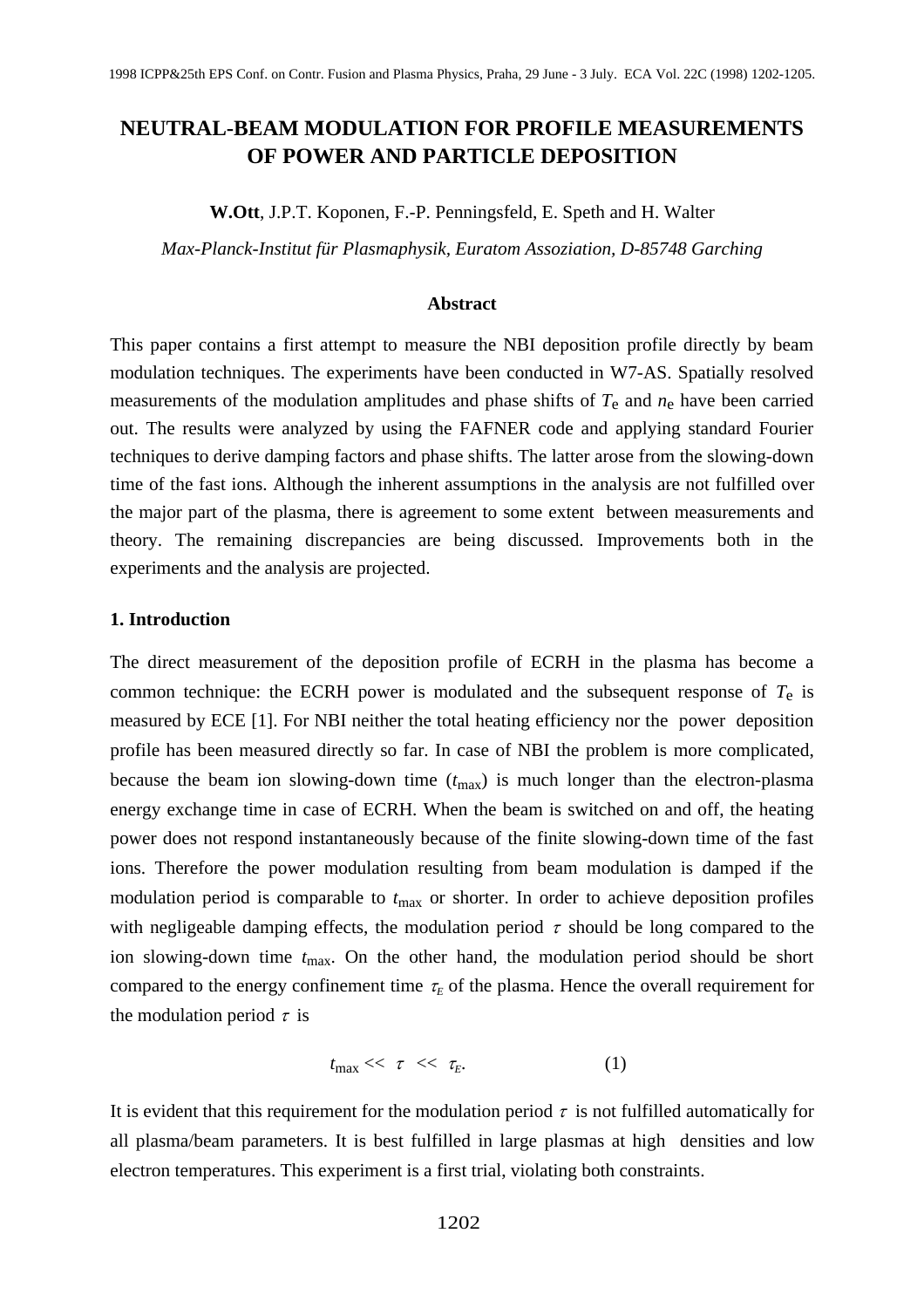# NEUTRAL-BEAM MODULATION FOR PROFILE MEASUREMENTS OF POWER AND PARTICLE DEPOSITION

**W.Ott**, J.P.T. Koponen, F.-P. Penningsfeld, E. Speth and H. Walter

*Max-Planck-Institut für Plasmaphysik, Euratom Assoziation, D-85748 Garching*

### Abstract

This paper contains a first attempt to measure the NBI deposition profile directly by beam modulation techniques. The experiments have been conducted in W7-AS. Spatially resolved measurements of the modulation amplitudes and phase shifts of $T_e$ and $n_e$ have been carried out. The results were analyzed by using the FAFNER code and applying standard Fourier techniques to derive damping factors and phase shifts. The latter arose from the slowing-down time of the fast ions. Although the inherent assumptions in the analysis are not fulfilled over the major part of the plasma, there is agreement to some extent between measurements and theory. The remaining discrepancies are being discussed. Improvements both in the experiments and the analysis are projected.

## 1. Introduction

The direct measurement of the deposition profile of ECRH in the plasma has become a common technique: the ECRH power is modulated and the subsequent response of $T_e$ is measured by ECE [1]. For NBI neither the total heating efficiency nor the power deposition profile has been measured directly so far. In case of NBI the problem is more complicated, because the beam ion slowing-down time ($t_{max}$) is much longer than the electron-plasma energy exchange time in case of ECRH. When the beam is switched on and off, the heating power does not respond instantaneously because of the finite slowing-down time of the fast ions. Therefore the power modulation resulting from beam modulation is damped if the modulation period is comparable to $t_{max}$ or shorter. In order to achieve deposition profiles with negligeable damping effects, the modulation period $\tau$ should be long compared to the ion slowing-down time $t_{max}$. On the other hand, the modulation period should be short compared to the energy confinement time $\tau_E$ of the plasma. Hence the overall requirement for the modulation period $\tau$ is

$$t_{max} << \tau << \tau_E. \qquad (1)$$

It is evident that this requirement for the modulation period $\tau$ is not fulfilled automatically for all plasma/beam parameters. It is best fulfilled in large plasmas at high densities and low electron temperatures. This experiment is a first trial, violating both constraints.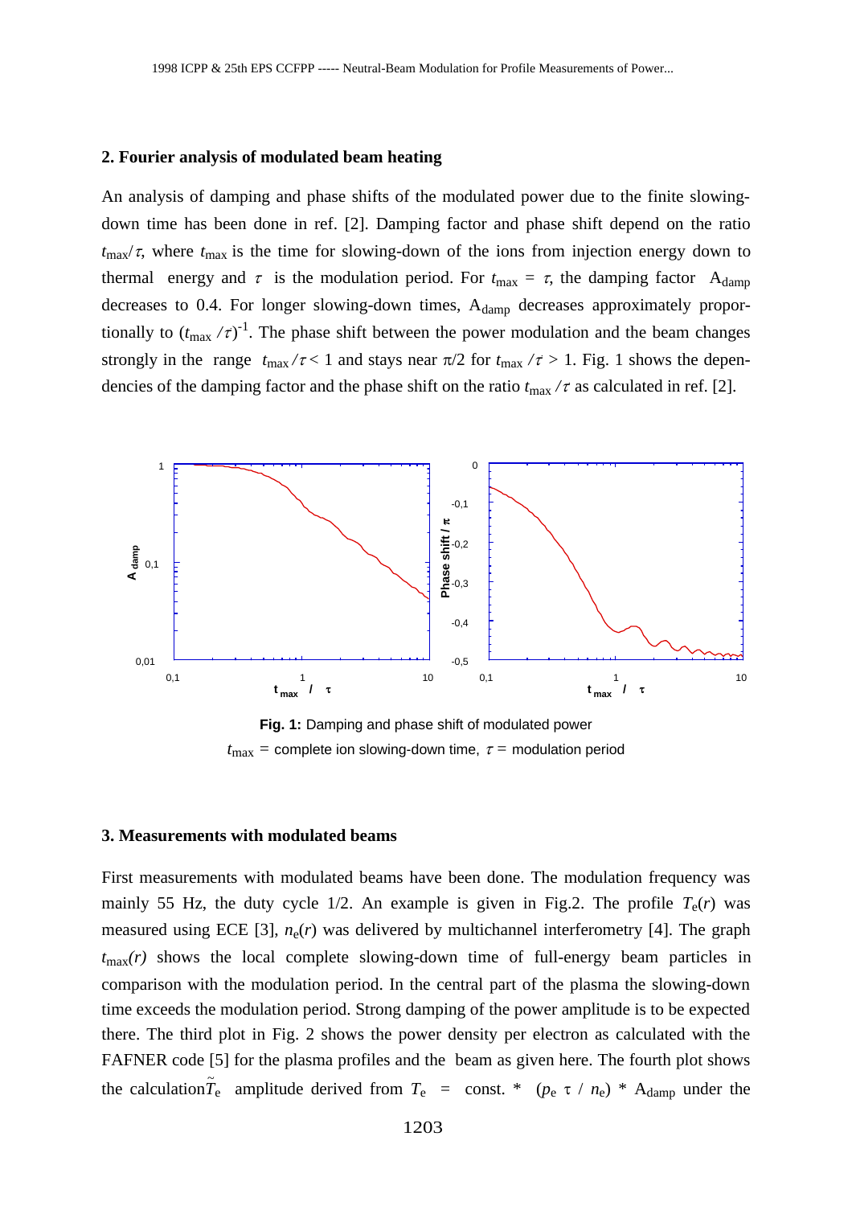## 2. Fourier analysis of modulated beam heating

An analysis of damping and phase shifts of the modulated power due to the finite slowing-down time has been done in ref. [2]. Damping factor and phase shift depend on the ratio $t_{max}/\tau$, where $t_{max}$ is the time for slowing-down of the ions from injection energy down to thermal energy and $\tau$ is the modulation period. For $t_{max} = \tau$, the damping factor $A_{damp}$ decreases to 0.4. For longer slowing-down times, $A_{damp}$ decreases approximately proportionally to $(t_{max}/\tau)^{-1}$. The phase shift between the power modulation and the beam changes strongly in the range $t_{max}/\tau < 1$ and stays near $\pi/2$ for $t_{max}/\tau > 1$. Fig. 1 shows the dependencies of the damping factor and the phase shift on the ratio $t_{max}/\tau$ as calculated in ref. [2].

**Fig. 1:** Damping and phase shift of modulated power
$t_{max}$ = complete ion slowing-down time, $\tau$ = modulation period

## 3. Measurements with modulated beams

First measurements with modulated beams have been done. The modulation frequency was mainly 55 Hz, the duty cycle 1/2. An example is given in Fig.2. The profile $T_e(r)$ was measured using ECE [3], $n_e(r)$ was delivered by multichannel interferometry [4]. The graph $t_{max}(r)$ shows the local complete slowing-down time of full-energy beam particles in comparison with the modulation period. In the central part of the plasma the slowing-down time exceeds the modulation period. Strong damping of the power amplitude is to be expected there. The third plot in Fig. 2 shows the power density per electron as calculated with the FAFNER code [5] for the plasma profiles and the beam as given here. The fourth plot shows the calculation $\tilde{T}_e$ amplitude derived from $T_e$ = const. * $(p_e \, \tau \, / \, n_e)$ * $A_{damp}$ under the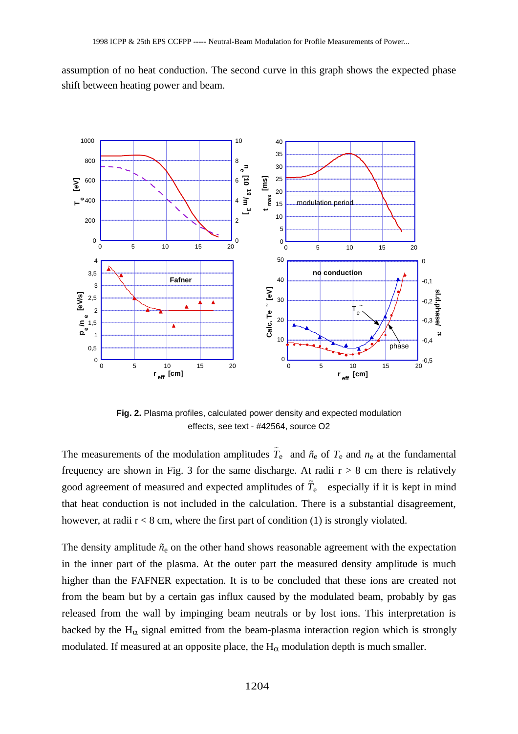assumption of no heat conduction. The second curve in this graph shows the expected phase shift between heating power and beam.

**Fig. 2.** Plasma profiles, calculated power density and expected modulation effects, see text - #42564, source O2

The measurements of the modulation amplitudes $\tilde{T}_e$ and $\tilde{n}_e$ of $T_e$ and $n_e$ at the fundamental frequency are shown in Fig. 3 for the same discharge. At radii r > 8 cm there is relatively good agreement of measured and expected amplitudes of $\tilde{T}_e$ especially if it is kept in mind that heat conduction is not included in the calculation. There is a substantial disagreement, however, at radii r < 8 cm, where the first part of condition (1) is strongly violated.

The density amplitude $\tilde{n}_e$ on the other hand shows reasonable agreement with the expectation in the inner part of the plasma. At the outer part the measured density amplitude is much higher than the FAFNER expectation. It is to be concluded that these ions are created not from the beam but by a certain gas influx caused by the modulated beam, probably by gas released from the wall by impinging beam neutrals or by lost ions. This interpretation is backed by the $H_\alpha$ signal emitted from the beam-plasma interaction region which is strongly modulated. If measured at an opposite place, the $H_\alpha$ modulation depth is much smaller.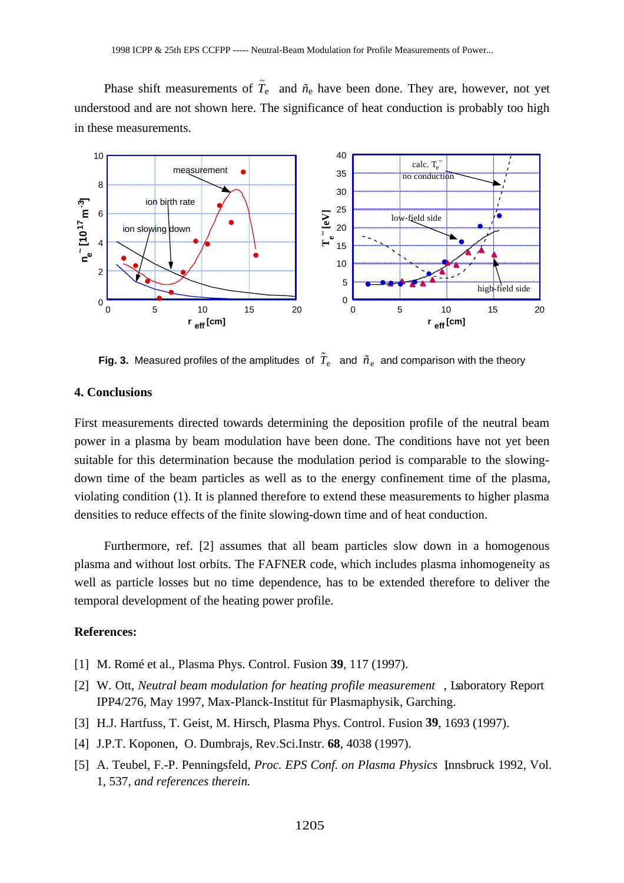Phase shift measurements of $\tilde{T}_e$ and $\tilde{n}_e$ have been done. They are, however, not yet understood and are not shown here. The significance of heat conduction is probably too high in these measurements.

measurement

ion birth rate

ion slowing down

$n_e^{\sim}$ [$10^{17}$ m$^{-3}$]

$r_{eff}$ [cm]

calc. $T_e^{\sim}$ no conduction

low-field side

high-field side

$T_e^{\sim}$ [eV]

$r_{eff}$ [cm]

**Fig. 3.** Measured profiles of the amplitudes of $\tilde{T}_e$ and $\tilde{n}_e$ and comparison with the theory

## 4. Conclusions

First measurements directed towards determining the deposition profile of the neutral beam power in a plasma by beam modulation have been done. The conditions have not yet been suitable for this determination because the modulation period is comparable to the slowing-down time of the beam particles as well as to the energy confinement time of the plasma, violating condition (1). It is planned therefore to extend these measurements to higher plasma densities to reduce effects of the finite slowing-down time and of heat conduction.

Furthermore, ref. [2] assumes that all beam particles slow down in a homogenous plasma and without lost orbits. The FAFNER code, which includes plasma inhomogeneity as well as particle losses but no time dependence, has to be extended therefore to deliver the temporal development of the heating power profile.

## References:

[1] M. Romé et al., Plasma Phys. Control. Fusion **39**, 117 (1997).

[2] W. Ott, *Neutral beam modulation for heating profile measurement*, Laboratory Report IPP4/276, May 1997, Max-Planck-Institut für Plasmaphysik, Garching.

[3] H.J. Hartfuss, T. Geist, M. Hirsch, Plasma Phys. Control. Fusion **39**, 1693 (1997).

[4] J.P.T. Koponen, O. Dumbrajs, Rev.Sci.Instr. **68**, 4038 (1997).

[5] A. Teubel, F.-P. Penningsfeld, *Proc. EPS Conf. on Plasma Physics*, Innsbruck 1992, Vol. 1, 537, *and references therein.*